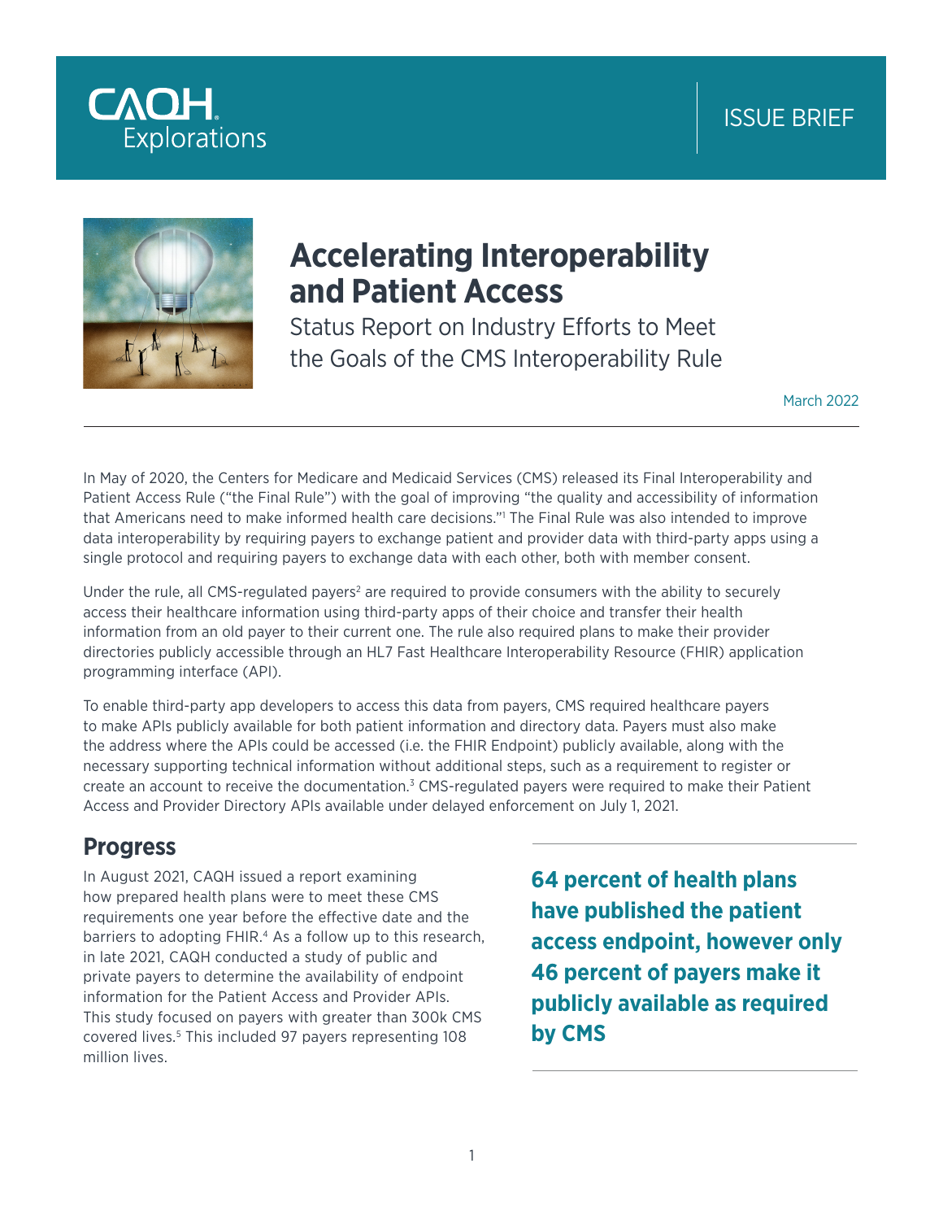CAQH Explorations

ISSUE BRIEF

# Accelerating Interoperability and Patient Access

## Status Report on Industry Efforts to Meet the Goals of the CMS Interoperability Rule

March 2022

In May of 2020, the Centers for Medicare and Medicaid Services (CMS) released its Final Interoperability and Patient Access Rule ("the Final Rule") with the goal of improving "the quality and accessibility of information that Americans need to make informed health care decisions."[1] The Final Rule was also intended to improve data interoperability by requiring payers to exchange patient and provider data with third-party apps using a single protocol and requiring payers to exchange data with each other, both with member consent.

Under the rule, all CMS-regulated payers[2] are required to provide consumers with the ability to securely access their healthcare information using third-party apps of their choice and transfer their health information from an old payer to their current one. The rule also required plans to make their provider directories publicly accessible through an HL7 Fast Healthcare Interoperability Resource (FHIR) application programming interface (API).

To enable third-party app developers to access this data from payers, CMS required healthcare payers to make APIs publicly available for both patient information and directory data. Payers must also make the address where the APIs could be accessed (i.e. the FHIR Endpoint) publicly available, along with the necessary supporting technical information without additional steps, such as a requirement to register or create an account to receive the documentation.[3] CMS-regulated payers were required to make their Patient Access and Provider Directory APIs available under delayed enforcement on July 1, 2021.

## Progress

In August 2021, CAQH issued a report examining how prepared health plans were to meet these CMS requirements one year before the effective date and the barriers to adopting FHIR.[4] As a follow up to this research, in late 2021, CAQH conducted a study of public and private payers to determine the availability of endpoint information for the Patient Access and Provider APIs. This study focused on payers with greater than 300k CMS covered lives.[5] This included 97 payers representing 108 million lives.

**64 percent of health plans have published the patient access endpoint, however only 46 percent of payers make it publicly available as required by CMS**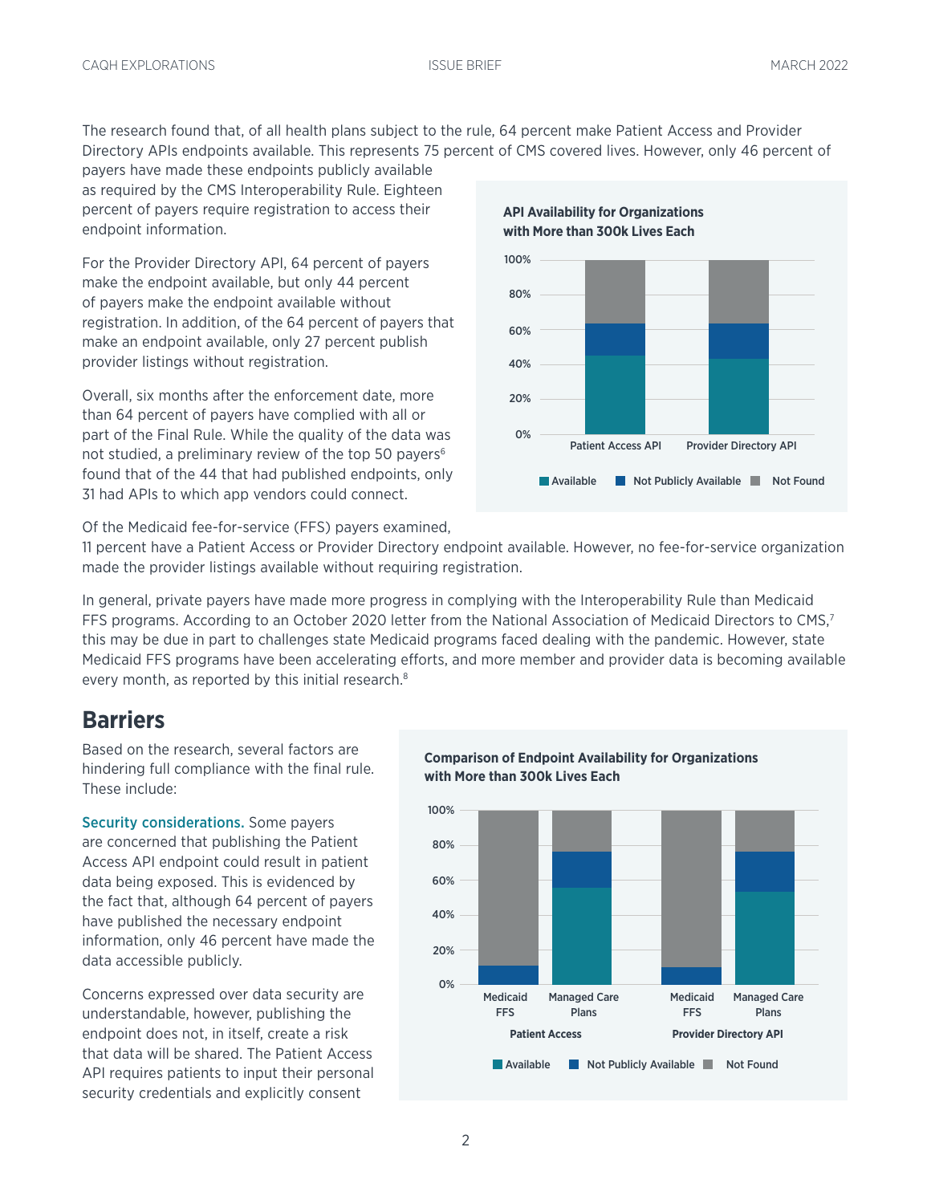The research found that, of all health plans subject to the rule, 64 percent make Patient Access and Provider Directory APIs endpoints available. This represents 75 percent of CMS covered lives. However, only 46 percent of payers have made these endpoints publicly available as required by the CMS Interoperability Rule. Eighteen percent of payers require registration to access their endpoint information.

For the Provider Directory API, 64 percent of payers make the endpoint available, but only 44 percent of payers make the endpoint available without registration. In addition, of the 64 percent of payers that make an endpoint available, only 27 percent publish provider listings without registration.

Overall, six months after the enforcement date, more than 64 percent of payers have complied with all or part of the Final Rule. While the quality of the data was not studied, a preliminary review of the top 50 payers[6] found that of the 44 that had published endpoints, only 31 had APIs to which app vendors could connect.

**API Availability for Organizations with More than 300k Lives Each**

Of the Medicaid fee-for-service (FFS) payers examined, 11 percent have a Patient Access or Provider Directory endpoint available. However, no fee-for-service organization made the provider listings available without requiring registration.

In general, private payers have made more progress in complying with the Interoperability Rule than Medicaid FFS programs. According to an October 2020 letter from the National Association of Medicaid Directors to CMS,[7] this may be due in part to challenges state Medicaid programs faced dealing with the pandemic. However, state Medicaid FFS programs have been accelerating efforts, and more member and provider data is becoming available every month, as reported by this initial research.[8]

## Barriers

Based on the research, several factors are hindering full compliance with the final rule. These include:

**Security considerations.** Some payers are concerned that publishing the Patient Access API endpoint could result in patient data being exposed. This is evidenced by the fact that, although 64 percent of payers have published the necessary endpoint information, only 46 percent have made the data accessible publicly.

Concerns expressed over data security are understandable, however, publishing the endpoint does not, in itself, create a risk that data will be shared. The Patient Access API requires patients to input their personal security credentials and explicitly consent

**Comparison of Endpoint Availability for Organizations with More than 300k Lives Each**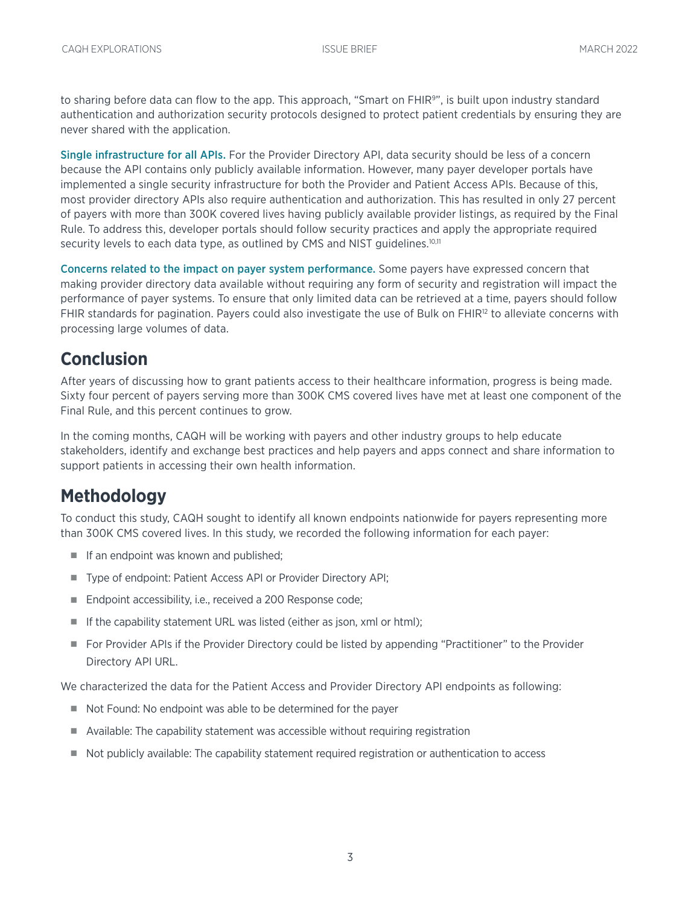to sharing before data can flow to the app. This approach, "Smart on FHIR[9]", is built upon industry standard authentication and authorization security protocols designed to protect patient credentials by ensuring they are never shared with the application.

**Single infrastructure for all APIs.** For the Provider Directory API, data security should be less of a concern because the API contains only publicly available information. However, many payer developer portals have implemented a single security infrastructure for both the Provider and Patient Access APIs. Because of this, most provider directory APIs also require authentication and authorization. This has resulted in only 27 percent of payers with more than 300K covered lives having publicly available provider listings, as required by the Final Rule. To address this, developer portals should follow security practices and apply the appropriate required security levels to each data type, as outlined by CMS and NIST guidelines.[10,11]

**Concerns related to the impact on payer system performance.** Some payers have expressed concern that making provider directory data available without requiring any form of security and registration will impact the performance of payer systems. To ensure that only limited data can be retrieved at a time, payers should follow FHIR standards for pagination. Payers could also investigate the use of Bulk on FHIR[12] to alleviate concerns with processing large volumes of data.

## Conclusion

After years of discussing how to grant patients access to their healthcare information, progress is being made. Sixty four percent of payers serving more than 300K CMS covered lives have met at least one component of the Final Rule, and this percent continues to grow.

In the coming months, CAQH will be working with payers and other industry groups to help educate stakeholders, identify and exchange best practices and help payers and apps connect and share information to support patients in accessing their own health information.

## Methodology

To conduct this study, CAQH sought to identify all known endpoints nationwide for payers representing more than 300K CMS covered lives. In this study, we recorded the following information for each payer:

- If an endpoint was known and published;
- Type of endpoint: Patient Access API or Provider Directory API;
- Endpoint accessibility, i.e., received a 200 Response code;
- If the capability statement URL was listed (either as json, xml or html);
- For Provider APIs if the Provider Directory could be listed by appending "Practitioner" to the Provider Directory API URL.

We characterized the data for the Patient Access and Provider Directory API endpoints as following:

- Not Found: No endpoint was able to be determined for the payer
- Available: The capability statement was accessible without requiring registration
- Not publicly available: The capability statement required registration or authentication to access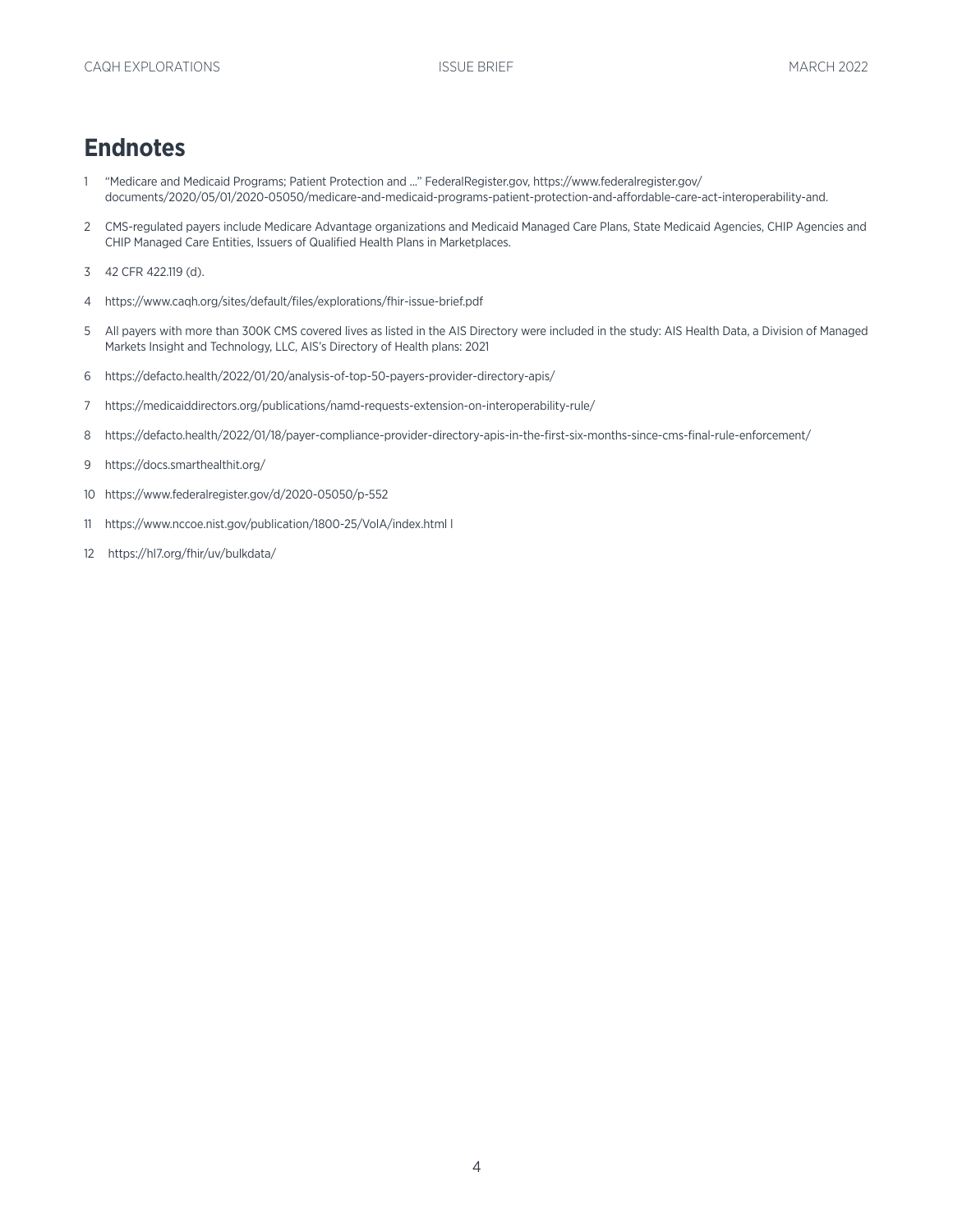## Endnotes

1 "Medicare and Medicaid Programs; Patient Protection and ..." FederalRegister.gov, https://www.federalregister.gov/documents/2020/05/01/2020-05050/medicare-and-medicaid-programs-patient-protection-and-affordable-care-act-interoperability-and.

2 CMS-regulated payers include Medicare Advantage organizations and Medicaid Managed Care Plans, State Medicaid Agencies, CHIP Agencies and CHIP Managed Care Entities, Issuers of Qualified Health Plans in Marketplaces.

3 42 CFR 422.119 (d).

4 https://www.caqh.org/sites/default/files/explorations/fhir-issue-brief.pdf

5 All payers with more than 300K CMS covered lives as listed in the AIS Directory were included in the study: AIS Health Data, a Division of Managed Markets Insight and Technology, LLC, AIS's Directory of Health plans: 2021

6 https://defacto.health/2022/01/20/analysis-of-top-50-payers-provider-directory-apis/

7 https://medicaiddirectors.org/publications/namd-requests-extension-on-interoperability-rule/

8 https://defacto.health/2022/01/18/payer-compliance-provider-directory-apis-in-the-first-six-months-since-cms-final-rule-enforcement/

9 https://docs.smarthealthit.org/

10 https://www.federalregister.gov/d/2020-05050/p-552

11 https://www.nccoe.nist.gov/publication/1800-25/VolA/index.html l

12 https://hl7.org/fhir/uv/bulkdata/